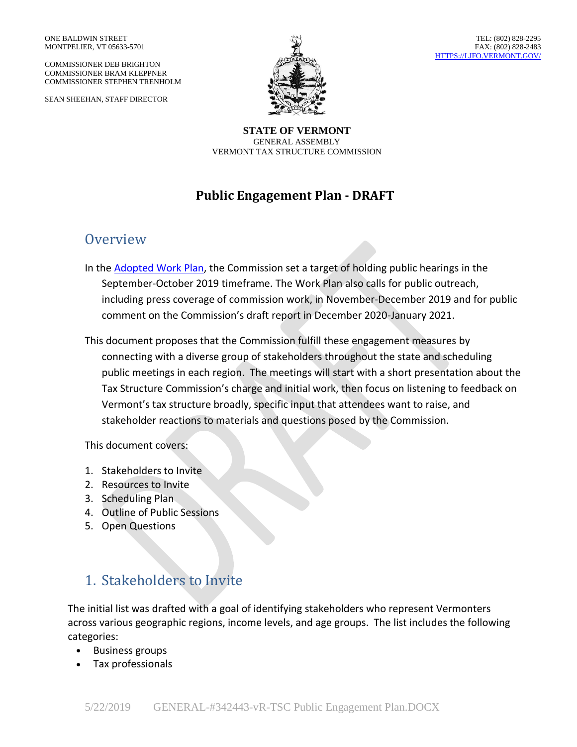ONE BALDWIN STREET
MONTPELIER, VT 05633-5701

COMMISSIONER DEB BRIGHTON
COMMISSIONER BRAM KLEPPNER
COMMISSIONER STEPHEN TRENHOLM

SEAN SHEEHAN, STAFF DIRECTOR

TEL: (802) 828-2295
FAX: (802) 828-2483
HTTPS://LJFO.VERMONT.GOV/

**STATE OF VERMONT**
GENERAL ASSEMBLY
VERMONT TAX STRUCTURE COMMISSION

# Public Engagement Plan - DRAFT

## Overview

In the Adopted Work Plan, the Commission set a target of holding public hearings in the September-October 2019 timeframe. The Work Plan also calls for public outreach, including press coverage of commission work, in November-December 2019 and for public comment on the Commission's draft report in December 2020-January 2021.

This document proposes that the Commission fulfill these engagement measures by connecting with a diverse group of stakeholders throughout the state and scheduling public meetings in each region. The meetings will start with a short presentation about the Tax Structure Commission's charge and initial work, then focus on listening to feedback on Vermont's tax structure broadly, specific input that attendees want to raise, and stakeholder reactions to materials and questions posed by the Commission.

This document covers:

1. Stakeholders to Invite
2. Resources to Invite
3. Scheduling Plan
4. Outline of Public Sessions
5. Open Questions

## 1. Stakeholders to Invite

The initial list was drafted with a goal of identifying stakeholders who represent Vermonters across various geographic regions, income levels, and age groups. The list includes the following categories:

- Business groups
- Tax professionals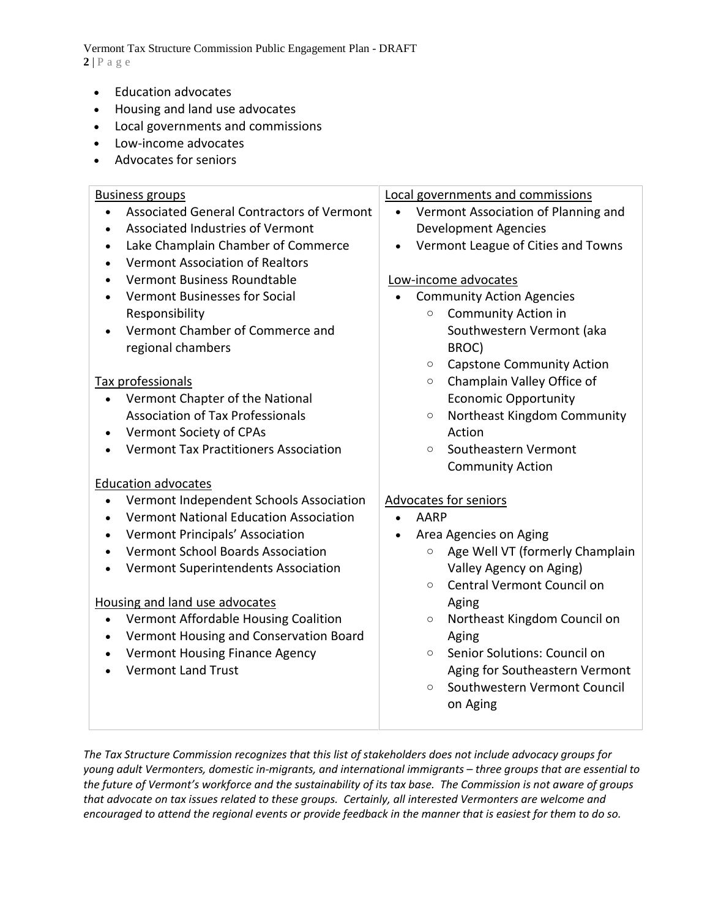- Education advocates
- Housing and land use advocates
- Local governments and commissions
- Low-income advocates
- Advocates for seniors

<u>Business groups</u>

- Associated General Contractors of Vermont
- Associated Industries of Vermont
- Lake Champlain Chamber of Commerce
- Vermont Association of Realtors
- Vermont Business Roundtable
- Vermont Businesses for Social Responsibility
- Vermont Chamber of Commerce and regional chambers

<u>Tax professionals</u>

- Vermont Chapter of the National Association of Tax Professionals
- Vermont Society of CPAs
- Vermont Tax Practitioners Association

<u>Education advocates</u>

- Vermont Independent Schools Association
- Vermont National Education Association
- Vermont Principals' Association
- Vermont School Boards Association
- Vermont Superintendents Association

<u>Housing and land use advocates</u>

- Vermont Affordable Housing Coalition
- Vermont Housing and Conservation Board
- Vermont Housing Finance Agency
- Vermont Land Trust

<u>Local governments and commissions</u>

- Vermont Association of Planning and Development Agencies
- Vermont League of Cities and Towns

<u>Low-income advocates</u>

- Community Action Agencies
  - Community Action in Southwestern Vermont (aka BROC)
  - Capstone Community Action
  - Champlain Valley Office of Economic Opportunity
  - Northeast Kingdom Community Action
  - Southeastern Vermont Community Action

<u>Advocates for seniors</u>

- AARP
- Area Agencies on Aging
  - Age Well VT (formerly Champlain Valley Agency on Aging)
  - Central Vermont Council on Aging
  - Northeast Kingdom Council on Aging
  - Senior Solutions: Council on Aging for Southeastern Vermont
  - Southwestern Vermont Council on Aging

*The Tax Structure Commission recognizes that this list of stakeholders does not include advocacy groups for young adult Vermonters, domestic in-migrants, and international immigrants – three groups that are essential to the future of Vermont's workforce and the sustainability of its tax base. The Commission is not aware of groups that advocate on tax issues related to these groups. Certainly, all interested Vermonters are welcome and encouraged to attend the regional events or provide feedback in the manner that is easiest for them to do so.*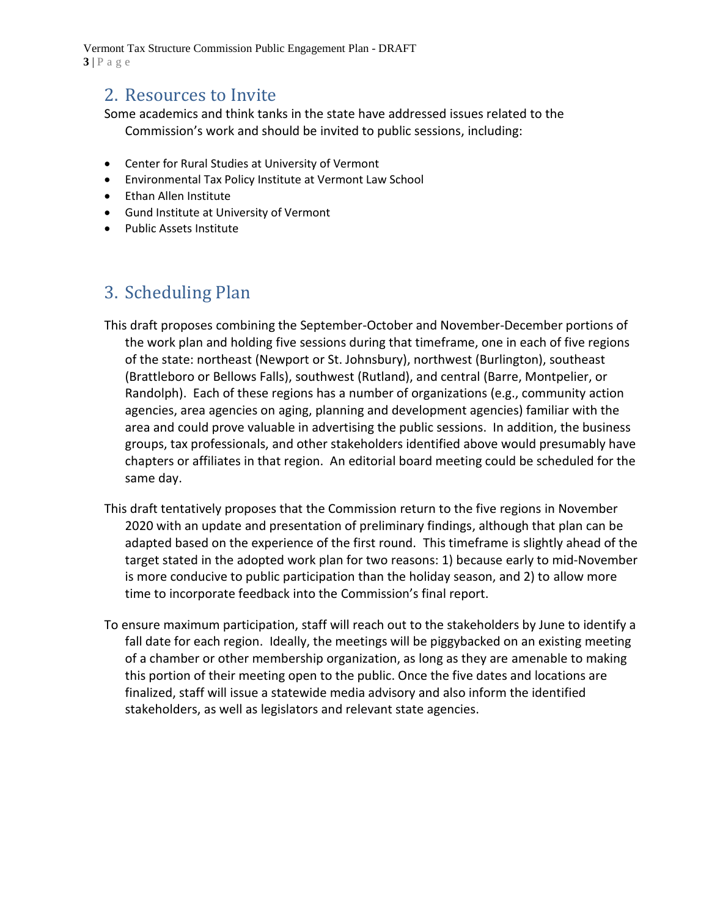## 2. Resources to Invite

Some academics and think tanks in the state have addressed issues related to the Commission's work and should be invited to public sessions, including:

- Center for Rural Studies at University of Vermont
- Environmental Tax Policy Institute at Vermont Law School
- Ethan Allen Institute
- Gund Institute at University of Vermont
- Public Assets Institute

## 3. Scheduling Plan

This draft proposes combining the September-October and November-December portions of the work plan and holding five sessions during that timeframe, one in each of five regions of the state: northeast (Newport or St. Johnsbury), northwest (Burlington), southeast (Brattleboro or Bellows Falls), southwest (Rutland), and central (Barre, Montpelier, or Randolph). Each of these regions has a number of organizations (e.g., community action agencies, area agencies on aging, planning and development agencies) familiar with the area and could prove valuable in advertising the public sessions. In addition, the business groups, tax professionals, and other stakeholders identified above would presumably have chapters or affiliates in that region. An editorial board meeting could be scheduled for the same day.

This draft tentatively proposes that the Commission return to the five regions in November 2020 with an update and presentation of preliminary findings, although that plan can be adapted based on the experience of the first round. This timeframe is slightly ahead of the target stated in the adopted work plan for two reasons: 1) because early to mid-November is more conducive to public participation than the holiday season, and 2) to allow more time to incorporate feedback into the Commission's final report.

To ensure maximum participation, staff will reach out to the stakeholders by June to identify a fall date for each region. Ideally, the meetings will be piggybacked on an existing meeting of a chamber or other membership organization, as long as they are amenable to making this portion of their meeting open to the public. Once the five dates and locations are finalized, staff will issue a statewide media advisory and also inform the identified stakeholders, as well as legislators and relevant state agencies.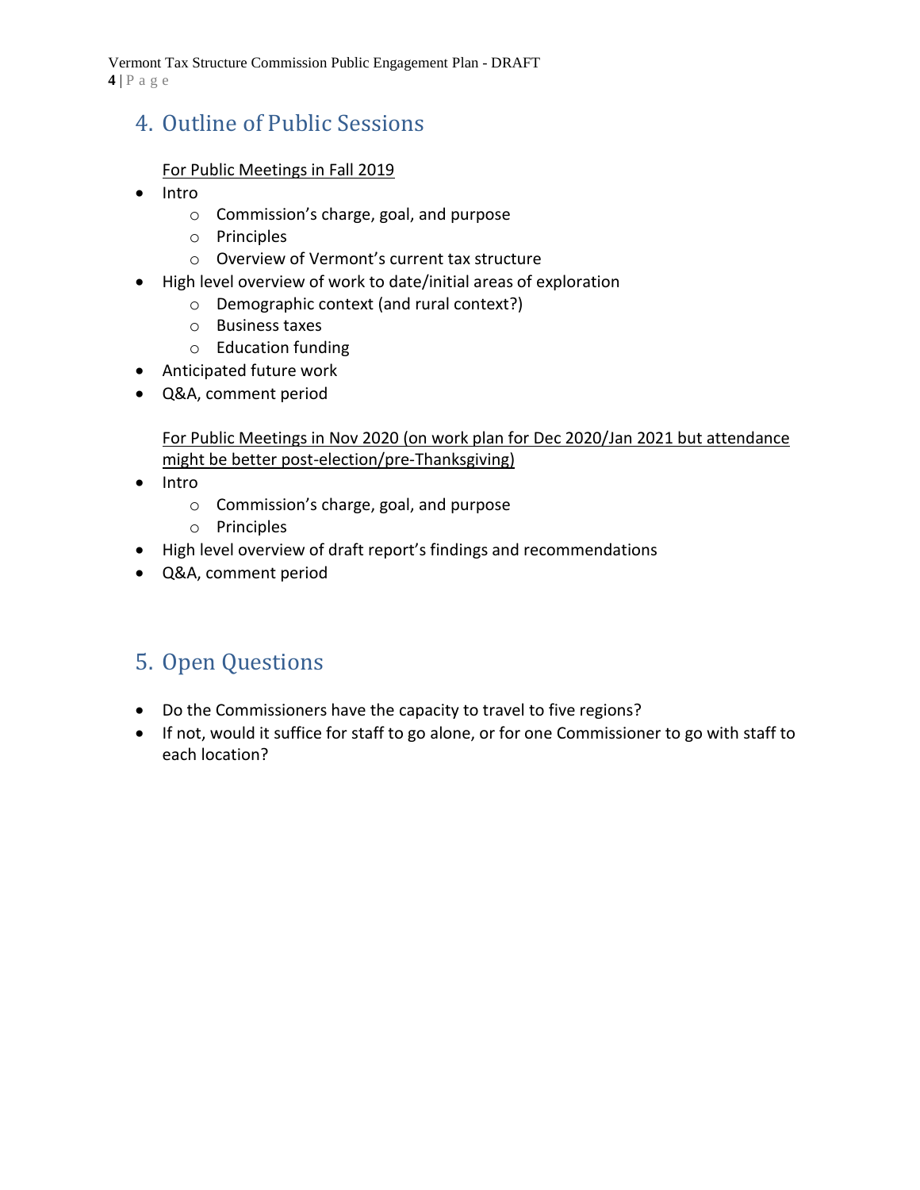## 4. Outline of Public Sessions

<u>For Public Meetings in Fall 2019</u>

- Intro
  - Commission's charge, goal, and purpose
  - Principles
  - Overview of Vermont's current tax structure
- High level overview of work to date/initial areas of exploration
  - Demographic context (and rural context?)
  - Business taxes
  - Education funding
- Anticipated future work
- Q&A, comment period

<u>For Public Meetings in Nov 2020 (on work plan for Dec 2020/Jan 2021 but attendance might be better post-election/pre-Thanksgiving)</u>

- Intro
  - Commission's charge, goal, and purpose
  - Principles
- High level overview of draft report's findings and recommendations
- Q&A, comment period

## 5. Open Questions

- Do the Commissioners have the capacity to travel to five regions?
- If not, would it suffice for staff to go alone, or for one Commissioner to go with staff to each location?